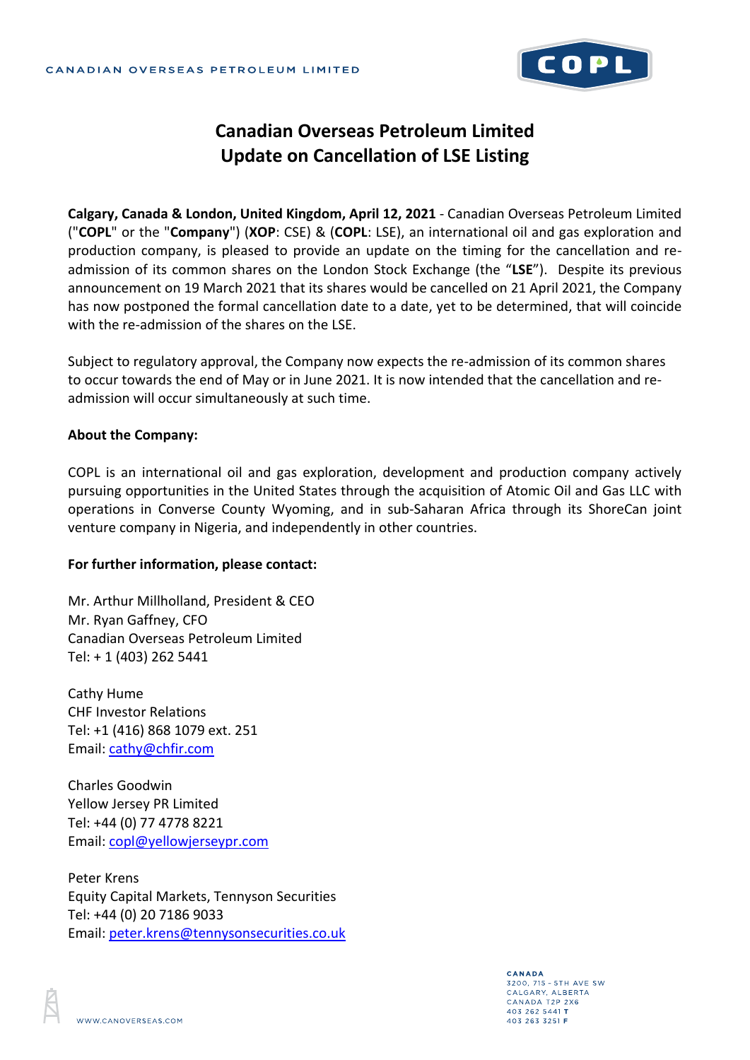CANADIAN OVERSEAS PETROLEUM LIMITED

# Canadian Overseas Petroleum Limited
# Update on Cancellation of LSE Listing

**Calgary, Canada & London, United Kingdom, April 12, 2021** - Canadian Overseas Petroleum Limited ("**COPL**" or the "**Company**") (**XOP**: CSE) & (**COPL**: LSE), an international oil and gas exploration and production company, is pleased to provide an update on the timing for the cancellation and re-admission of its common shares on the London Stock Exchange (the "**LSE**"). Despite its previous announcement on 19 March 2021 that its shares would be cancelled on 21 April 2021, the Company has now postponed the formal cancellation date to a date, yet to be determined, that will coincide with the re-admission of the shares on the LSE.

Subject to regulatory approval, the Company now expects the re-admission of its common shares to occur towards the end of May or in June 2021. It is now intended that the cancellation and re-admission will occur simultaneously at such time.

**About the Company:**

COPL is an international oil and gas exploration, development and production company actively pursuing opportunities in the United States through the acquisition of Atomic Oil and Gas LLC with operations in Converse County Wyoming, and in sub-Saharan Africa through its ShoreCan joint venture company in Nigeria, and independently in other countries.

**For further information, please contact:**

Mr. Arthur Millholland, President & CEO
Mr. Ryan Gaffney, CFO
Canadian Overseas Petroleum Limited
Tel: + 1 (403) 262 5441

Cathy Hume
CHF Investor Relations
Tel: +1 (416) 868 1079 ext. 251
Email: cathy@chfir.com

Charles Goodwin
Yellow Jersey PR Limited
Tel: +44 (0) 77 4778 8221
Email: copl@yellowjerseypr.com

Peter Krens
Equity Capital Markets, Tennyson Securities
Tel: +44 (0) 20 7186 9033
Email: peter.krens@tennysonsecurities.co.uk

WWW.CANOVERSEAS.COM

CANADA
3200, 715 - 5TH AVE SW
CALGARY, ALBERTA
CANADA T2P 2X6
403 262 5441 **T**
403 263 3251 **F**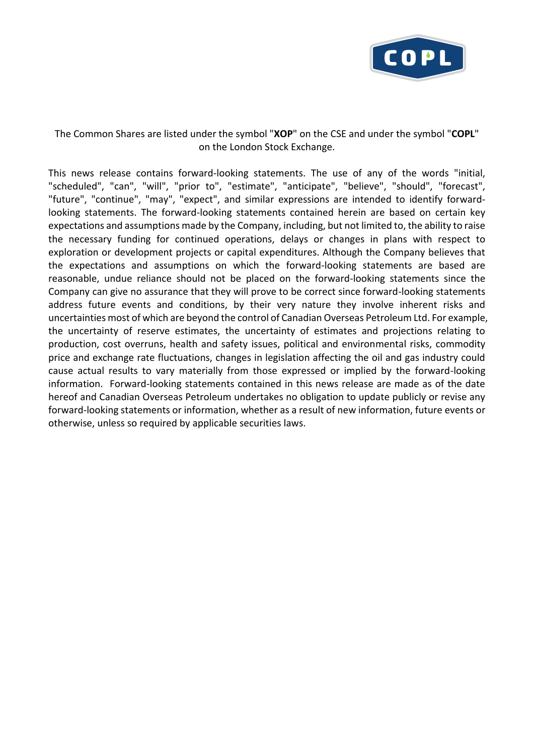The Common Shares are listed under the symbol "**XOP**" on the CSE and under the symbol "**COPL**" on the London Stock Exchange.

This news release contains forward-looking statements. The use of any of the words "initial, "scheduled", "can", "will", "prior to", "estimate", "anticipate", "believe", "should", "forecast", "future", "continue", "may", "expect", and similar expressions are intended to identify forward-looking statements. The forward-looking statements contained herein are based on certain key expectations and assumptions made by the Company, including, but not limited to, the ability to raise the necessary funding for continued operations, delays or changes in plans with respect to exploration or development projects or capital expenditures. Although the Company believes that the expectations and assumptions on which the forward-looking statements are based are reasonable, undue reliance should not be placed on the forward-looking statements since the Company can give no assurance that they will prove to be correct since forward-looking statements address future events and conditions, by their very nature they involve inherent risks and uncertainties most of which are beyond the control of Canadian Overseas Petroleum Ltd. For example, the uncertainty of reserve estimates, the uncertainty of estimates and projections relating to production, cost overruns, health and safety issues, political and environmental risks, commodity price and exchange rate fluctuations, changes in legislation affecting the oil and gas industry could cause actual results to vary materially from those expressed or implied by the forward-looking information. Forward-looking statements contained in this news release are made as of the date hereof and Canadian Overseas Petroleum undertakes no obligation to update publicly or revise any forward-looking statements or information, whether as a result of new information, future events or otherwise, unless so required by applicable securities laws.